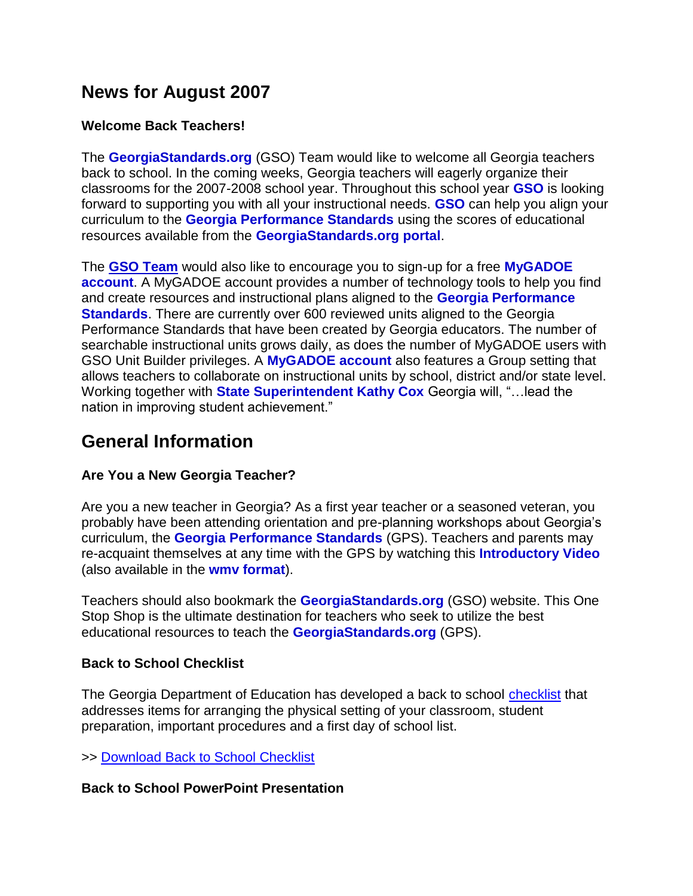# News for August 2007

**Welcome Back Teachers!**

The **GeorgiaStandards.org** (GSO) Team would like to welcome all Georgia teachers back to school. In the coming weeks, Georgia teachers will eagerly organize their classrooms for the 2007-2008 school year. Throughout this school year **GSO** is looking forward to supporting you with all your instructional needs. **GSO** can help you align your curriculum to the **Georgia Performance Standards** using the scores of educational resources available from the **GeorgiaStandards.org portal**.

The **GSO Team** would also like to encourage you to sign-up for a free **MyGADOE account**. A MyGADOE account provides a number of technology tools to help you find and create resources and instructional plans aligned to the **Georgia Performance Standards**. There are currently over 600 reviewed units aligned to the Georgia Performance Standards that have been created by Georgia educators. The number of searchable instructional units grows daily, as does the number of MyGADOE users with GSO Unit Builder privileges. A **MyGADOE account** also features a Group setting that allows teachers to collaborate on instructional units by school, district and/or state level. Working together with **State Superintendent Kathy Cox** Georgia will, "…lead the nation in improving student achievement."

## General Information

**Are You a New Georgia Teacher?**

Are you a new teacher in Georgia? As a first year teacher or a seasoned veteran, you probably have been attending orientation and pre-planning workshops about Georgia's curriculum, the **Georgia Performance Standards** (GPS). Teachers and parents may re-acquaint themselves at any time with the GPS by watching this **Introductory Video** (also available in the **wmv format**).

Teachers should also bookmark the **GeorgiaStandards.org** (GSO) website. This One Stop Shop is the ultimate destination for teachers who seek to utilize the best educational resources to teach the **GeorgiaStandards.org** (GPS).

**Back to School Checklist**

The Georgia Department of Education has developed a back to school checklist that addresses items for arranging the physical setting of your classroom, student preparation, important procedures and a first day of school list.

>> Download Back to School Checklist

**Back to School PowerPoint Presentation**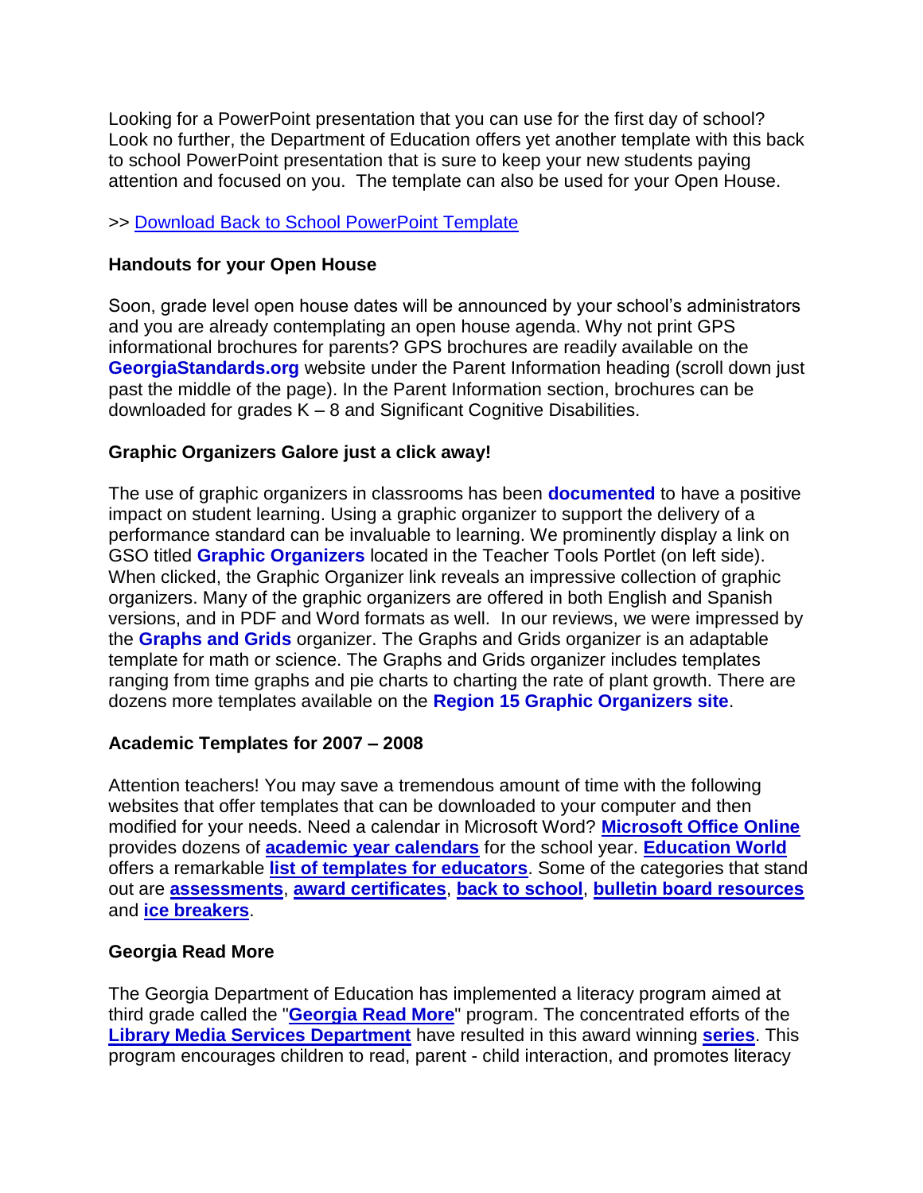Looking for a PowerPoint presentation that you can use for the first day of school? Look no further, the Department of Education offers yet another template with this back to school PowerPoint presentation that is sure to keep your new students paying attention and focused on you. The template can also be used for your Open House.

>> Download Back to School PowerPoint Template

**Handouts for your Open House**

Soon, grade level open house dates will be announced by your school's administrators and you are already contemplating an open house agenda. Why not print GPS informational brochures for parents? GPS brochures are readily available on the **GeorgiaStandards.org** website under the Parent Information heading (scroll down just past the middle of the page). In the Parent Information section, brochures can be downloaded for grades K – 8 and Significant Cognitive Disabilities.

**Graphic Organizers Galore just a click away!**

The use of graphic organizers in classrooms has been **documented** to have a positive impact on student learning. Using a graphic organizer to support the delivery of a performance standard can be invaluable to learning. We prominently display a link on GSO titled **Graphic Organizers** located in the Teacher Tools Portlet (on left side). When clicked, the Graphic Organizer link reveals an impressive collection of graphic organizers. Many of the graphic organizers are offered in both English and Spanish versions, and in PDF and Word formats as well. In our reviews, we were impressed by the **Graphs and Grids** organizer. The Graphs and Grids organizer is an adaptable template for math or science. The Graphs and Grids organizer includes templates ranging from time graphs and pie charts to charting the rate of plant growth. There are dozens more templates available on the **Region 15 Graphic Organizers site**.

**Academic Templates for 2007 – 2008**

Attention teachers! You may save a tremendous amount of time with the following websites that offer templates that can be downloaded to your computer and then modified for your needs. Need a calendar in Microsoft Word? **Microsoft Office Online** provides dozens of **academic year calendars** for the school year. **Education World** offers a remarkable **list of templates for educators**. Some of the categories that stand out are **assessments**, **award certificates**, **back to school**, **bulletin board resources** and **ice breakers**.

**Georgia Read More**

The Georgia Department of Education has implemented a literacy program aimed at third grade called the "**Georgia Read More**" program. The concentrated efforts of the **Library Media Services Department** have resulted in this award winning **series**. This program encourages children to read, parent - child interaction, and promotes literacy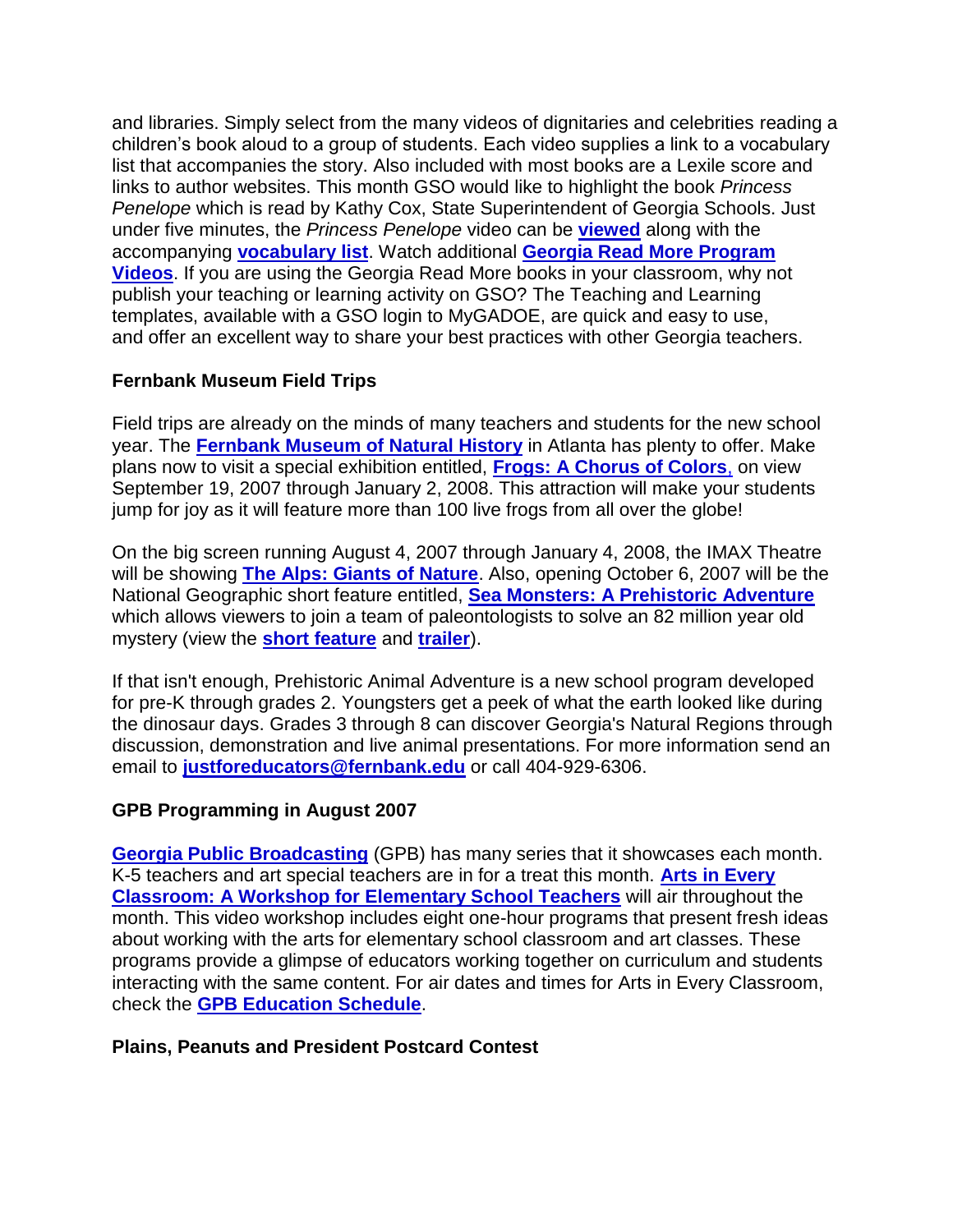and libraries. Simply select from the many videos of dignitaries and celebrities reading a children's book aloud to a group of students. Each video supplies a link to a vocabulary list that accompanies the story. Also included with most books are a Lexile score and links to author websites. This month GSO would like to highlight the book *Princess Penelope* which is read by Kathy Cox, State Superintendent of Georgia Schools. Just under five minutes, the *Princess Penelope* video can be **viewed** along with the accompanying **vocabulary list**. Watch additional **Georgia Read More Program Videos**. If you are using the Georgia Read More books in your classroom, why not publish your teaching or learning activity on GSO? The Teaching and Learning templates, available with a GSO login to MyGADOE, are quick and easy to use, and offer an excellent way to share your best practices with other Georgia teachers.

### Fernbank Museum Field Trips

Field trips are already on the minds of many teachers and students for the new school year. The **Fernbank Museum of Natural History** in Atlanta has plenty to offer. Make plans now to visit a special exhibition entitled, **Frogs: A Chorus of Colors**, on view September 19, 2007 through January 2, 2008. This attraction will make your students jump for joy as it will feature more than 100 live frogs from all over the globe!

On the big screen running August 4, 2007 through January 4, 2008, the IMAX Theatre will be showing **The Alps: Giants of Nature**. Also, opening October 6, 2007 will be the National Geographic short feature entitled, **Sea Monsters: A Prehistoric Adventure** which allows viewers to join a team of paleontologists to solve an 82 million year old mystery (view the **short feature** and **trailer**).

If that isn't enough, Prehistoric Animal Adventure is a new school program developed for pre-K through grades 2. Youngsters get a peek of what the earth looked like during the dinosaur days. Grades 3 through 8 can discover Georgia's Natural Regions through discussion, demonstration and live animal presentations. For more information send an email to **justforeducators@fernbank.edu** or call 404-929-6306.

### GPB Programming in August 2007

**Georgia Public Broadcasting** (GPB) has many series that it showcases each month. K-5 teachers and art special teachers are in for a treat this month. **Arts in Every Classroom: A Workshop for Elementary School Teachers** will air throughout the month. This video workshop includes eight one-hour programs that present fresh ideas about working with the arts for elementary school classroom and art classes. These programs provide a glimpse of educators working together on curriculum and students interacting with the same content. For air dates and times for Arts in Every Classroom, check the **GPB Education Schedule**.

### Plains, Peanuts and President Postcard Contest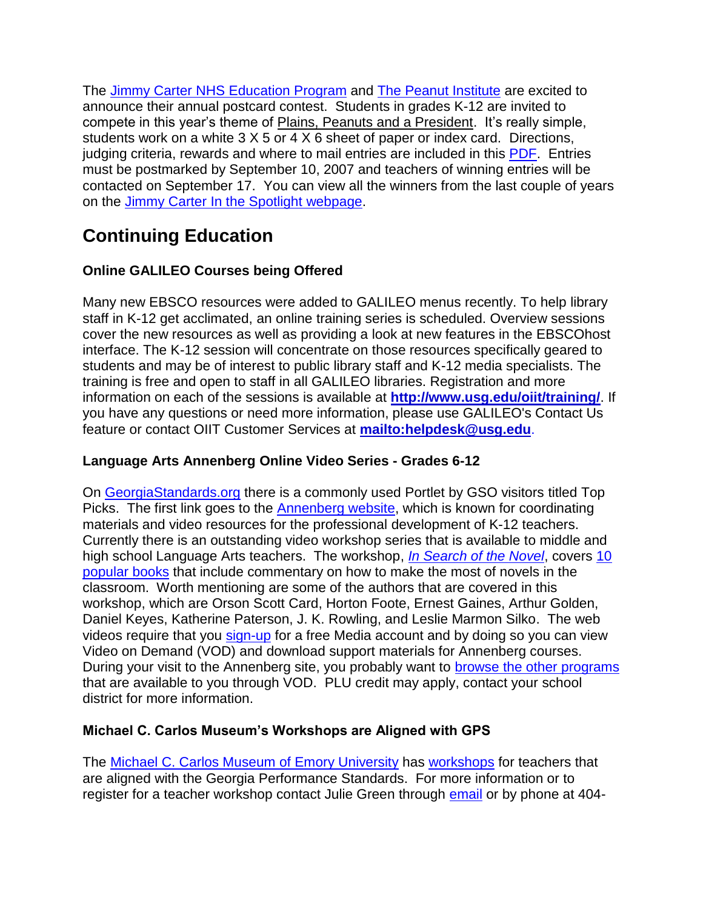The Jimmy Carter NHS Education Program and The Peanut Institute are excited to announce their annual postcard contest. Students in grades K-12 are invited to compete in this year's theme of Plains, Peanuts and a President. It's really simple, students work on a white 3 X 5 or 4 X 6 sheet of paper or index card. Directions, judging criteria, rewards and where to mail entries are included in this PDF. Entries must be postmarked by September 10, 2007 and teachers of winning entries will be contacted on September 17. You can view all the winners from the last couple of years on the Jimmy Carter In the Spotlight webpage.

# Continuing Education

### Online GALILEO Courses being Offered

Many new EBSCO resources were added to GALILEO menus recently. To help library staff in K-12 get acclimated, an online training series is scheduled. Overview sessions cover the new resources as well as providing a look at new features in the EBSCOhost interface. The K-12 session will concentrate on those resources specifically geared to students and may be of interest to public library staff and K-12 media specialists. The training is free and open to staff in all GALILEO libraries. Registration and more information on each of the sessions is available at **http://www.usg.edu/oiit/training/**. If you have any questions or need more information, please use GALILEO's Contact Us feature or contact OIIT Customer Services at **mailto:helpdesk@usg.edu**.

### Language Arts Annenberg Online Video Series - Grades 6-12

On GeorgiaStandards.org there is a commonly used Portlet by GSO visitors titled Top Picks. The first link goes to the Annenberg website, which is known for coordinating materials and video resources for the professional development of K-12 teachers. Currently there is an outstanding video workshop series that is available to middle and high school Language Arts teachers. The workshop, *In Search of the Novel*, covers 10 popular books that include commentary on how to make the most of novels in the classroom. Worth mentioning are some of the authors that are covered in this workshop, which are Orson Scott Card, Horton Foote, Ernest Gaines, Arthur Golden, Daniel Keyes, Katherine Paterson, J. K. Rowling, and Leslie Marmon Silko. The web videos require that you sign-up for a free Media account and by doing so you can view Video on Demand (VOD) and download support materials for Annenberg courses. During your visit to the Annenberg site, you probably want to browse the other programs that are available to you through VOD. PLU credit may apply, contact your school district for more information.

### Michael C. Carlos Museum's Workshops are Aligned with GPS

The Michael C. Carlos Museum of Emory University has workshops for teachers that are aligned with the Georgia Performance Standards. For more information or to register for a teacher workshop contact Julie Green through email or by phone at 404-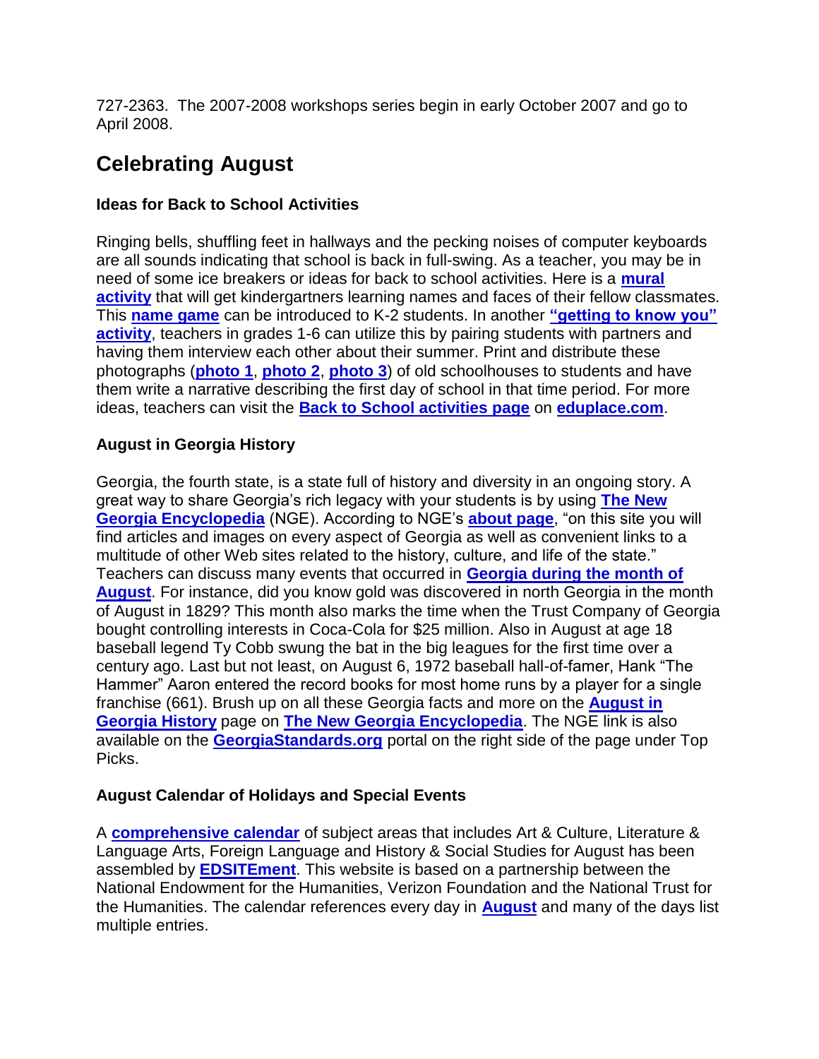727-2363. The 2007-2008 workshops series begin in early October 2007 and go to April 2008.

## Celebrating August

### Ideas for Back to School Activities

Ringing bells, shuffling feet in hallways and the pecking noises of computer keyboards are all sounds indicating that school is back in full-swing. As a teacher, you may be in need of some ice breakers or ideas for back to school activities. Here is a **mural activity** that will get kindergartners learning names and faces of their fellow classmates. This **name game** can be introduced to K-2 students. In another **"getting to know you" activity**, teachers in grades 1-6 can utilize this by pairing students with partners and having them interview each other about their summer. Print and distribute these photographs (**photo 1**, **photo 2**, **photo 3**) of old schoolhouses to students and have them write a narrative describing the first day of school in that time period. For more ideas, teachers can visit the **Back to School activities page** on **eduplace.com**.

### August in Georgia History

Georgia, the fourth state, is a state full of history and diversity in an ongoing story. A great way to share Georgia's rich legacy with your students is by using **The New Georgia Encyclopedia** (NGE). According to NGE's **about page**, "on this site you will find articles and images on every aspect of Georgia as well as convenient links to a multitude of other Web sites related to the history, culture, and life of the state." Teachers can discuss many events that occurred in **Georgia during the month of August**. For instance, did you know gold was discovered in north Georgia in the month of August in 1829? This month also marks the time when the Trust Company of Georgia bought controlling interests in Coca-Cola for $25 million. Also in August at age 18 baseball legend Ty Cobb swung the bat in the big leagues for the first time over a century ago. Last but not least, on August 6, 1972 baseball hall-of-famer, Hank "The Hammer" Aaron entered the record books for most home runs by a player for a single franchise (661). Brush up on all these Georgia facts and more on the **August in Georgia History** page on **The New Georgia Encyclopedia**. The NGE link is also available on the **GeorgiaStandards.org** portal on the right side of the page under Top Picks.

### August Calendar of Holidays and Special Events

A **comprehensive calendar** of subject areas that includes Art & Culture, Literature & Language Arts, Foreign Language and History & Social Studies for August has been assembled by **EDSITEment**. This website is based on a partnership between the National Endowment for the Humanities, Verizon Foundation and the National Trust for the Humanities. The calendar references every day in **August** and many of the days list multiple entries.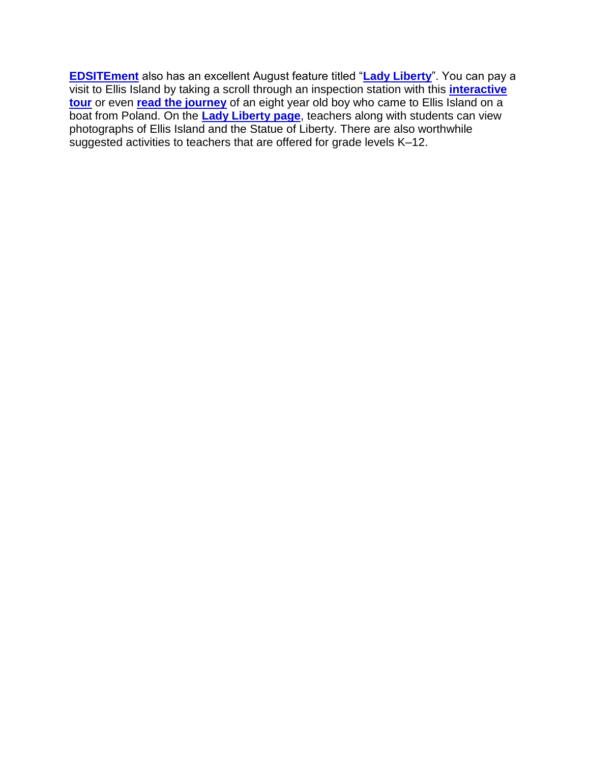**EDSITEment** also has an excellent August feature titled "**Lady Liberty**". You can pay a visit to Ellis Island by taking a scroll through an inspection station with this **interactive tour** or even **read the journey** of an eight year old boy who came to Ellis Island on a boat from Poland. On the **Lady Liberty page**, teachers along with students can view photographs of Ellis Island and the Statue of Liberty. There are also worthwhile suggested activities to teachers that are offered for grade levels K–12.